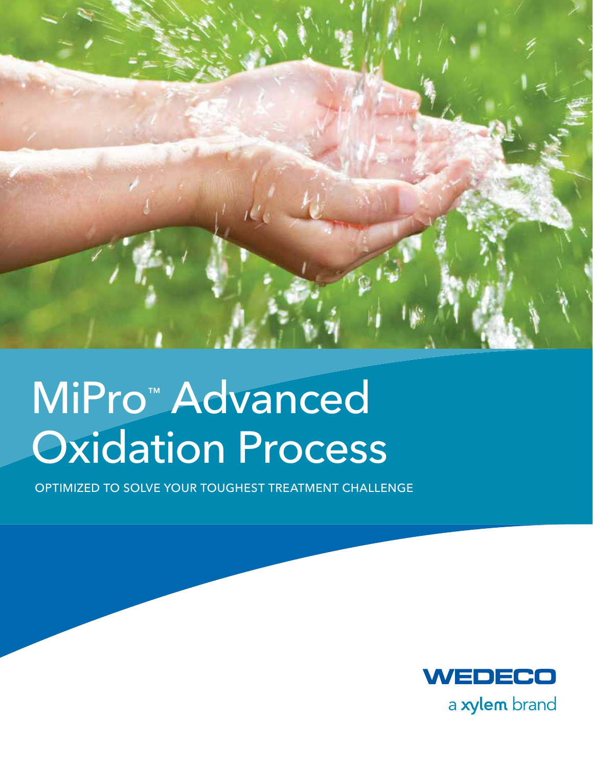# MiPro™ Advanced Oxidation Process

OPTIMIZED TO SOLVE YOUR TOUGHEST TREATMENT CHALLENGE

WEDECO

a xylem brand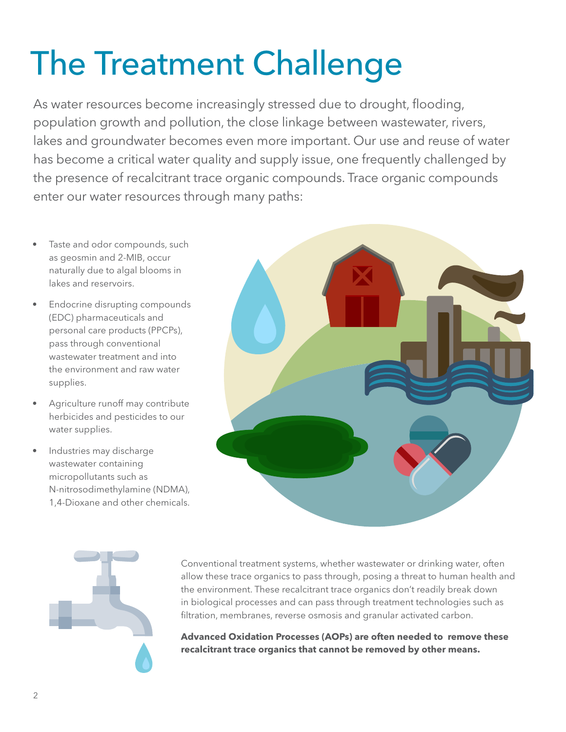# The Treatment Challenge

As water resources become increasingly stressed due to drought, flooding, population growth and pollution, the close linkage between wastewater, rivers, lakes and groundwater becomes even more important. Our use and reuse of water has become a critical water quality and supply issue, one frequently challenged by the presence of recalcitrant trace organic compounds. Trace organic compounds enter our water resources through many paths:

- Taste and odor compounds, such as geosmin and 2-MIB, occur naturally due to algal blooms in lakes and reservoirs.
- Endocrine disrupting compounds (EDC) pharmaceuticals and personal care products (PPCPs), pass through conventional wastewater treatment and into the environment and raw water supplies.
- Agriculture runoff may contribute herbicides and pesticides to our water supplies.
- Industries may discharge wastewater containing micropollutants such as N-nitrosodimethylamine (NDMA), 1,4-Dioxane and other chemicals.

Conventional treatment systems, whether wastewater or drinking water, often allow these trace organics to pass through, posing a threat to human health and the environment. These recalcitrant trace organics don't readily break down in biological processes and can pass through treatment technologies such as filtration, membranes, reverse osmosis and granular activated carbon.

**Advanced Oxidation Processes (AOPs) are often needed to remove these recalcitrant trace organics that cannot be removed by other means.**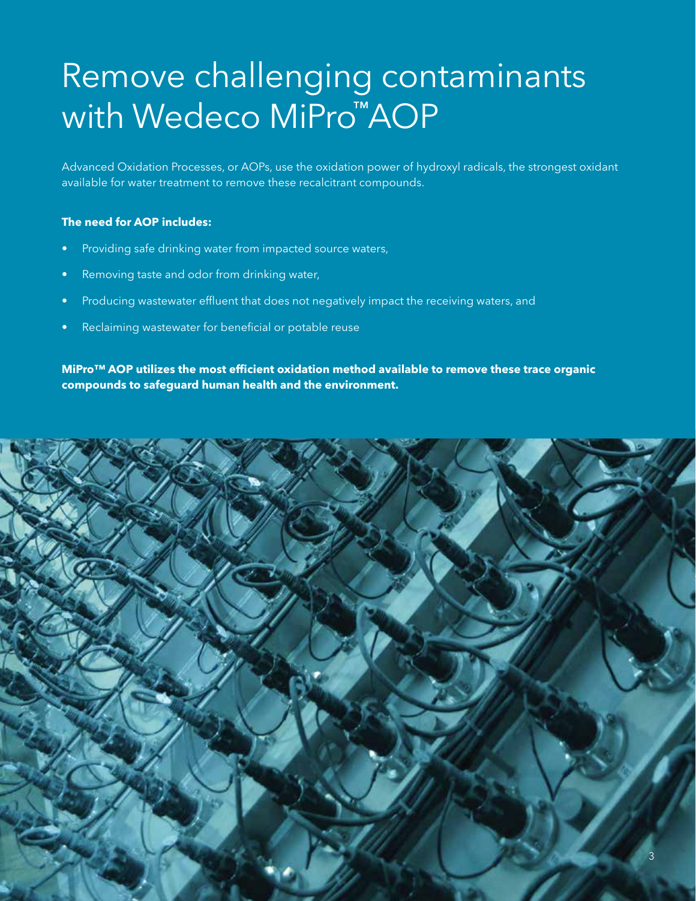# Remove challenging contaminants with Wedeco MiPro™ AOP

Advanced Oxidation Processes, or AOPs, use the oxidation power of hydroxyl radicals, the strongest oxidant available for water treatment to remove these recalcitrant compounds.

**The need for AOP includes:**

- Providing safe drinking water from impacted source waters,
- Removing taste and odor from drinking water,
- Producing wastewater effluent that does not negatively impact the receiving waters, and
- Reclaiming wastewater for beneficial or potable reuse

**MiPro™ AOP utilizes the most efficient oxidation method available to remove these trace organic compounds to safeguard human health and the environment.**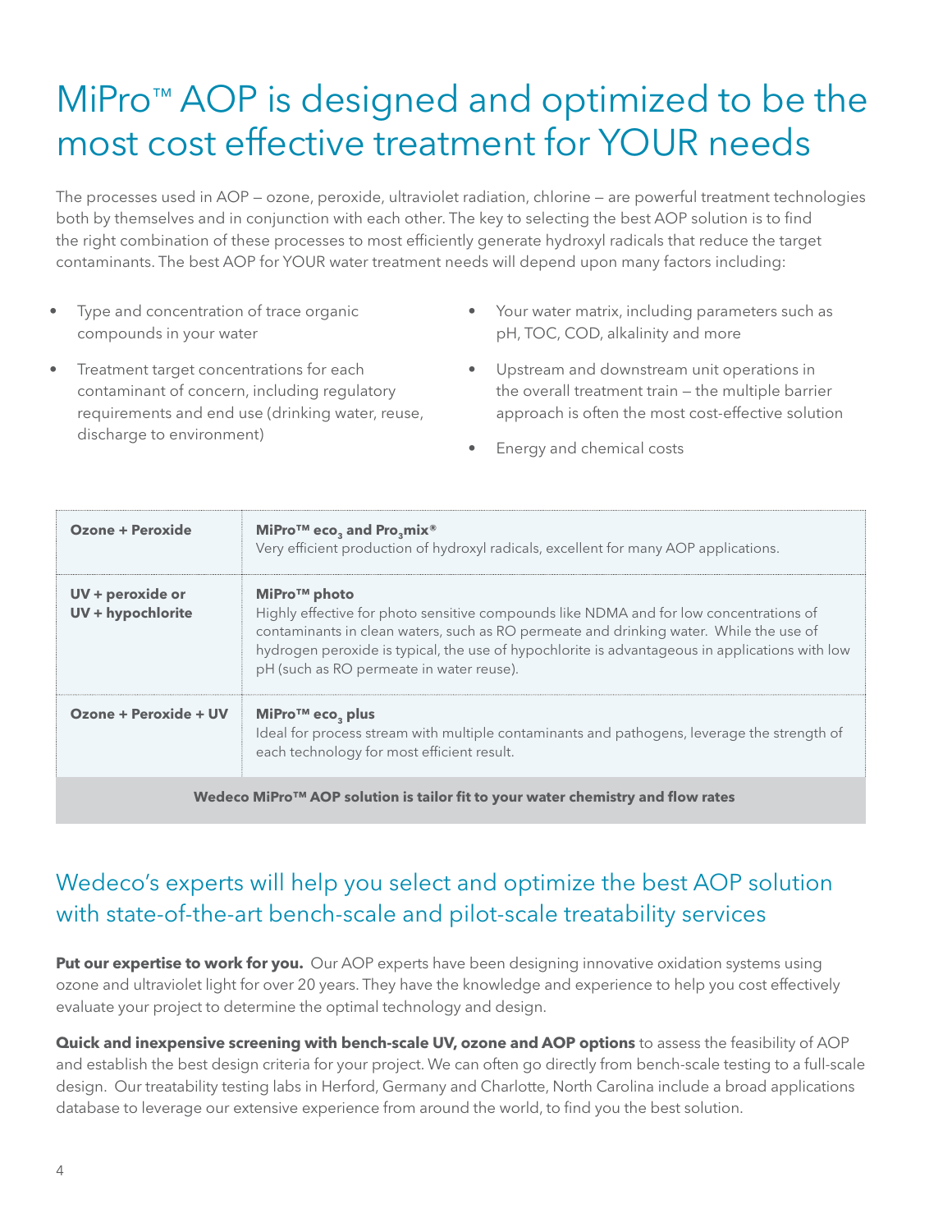# MiPro™ AOP is designed and optimized to be the most cost effective treatment for YOUR needs

The processes used in AOP — ozone, peroxide, ultraviolet radiation, chlorine — are powerful treatment technologies both by themselves and in conjunction with each other. The key to selecting the best AOP solution is to find the right combination of these processes to most efficiently generate hydroxyl radicals that reduce the target contaminants. The best AOP for YOUR water treatment needs will depend upon many factors including:

- Type and concentration of trace organic compounds in your water
- Treatment target concentrations for each contaminant of concern, including regulatory requirements and end use (drinking water, reuse, discharge to environment)
- Your water matrix, including parameters such as pH, TOC, COD, alkalinity and more
- Upstream and downstream unit operations in the overall treatment train — the multiple barrier approach is often the most cost-effective solution
- Energy and chemical costs

| | |
|---|---|
| **Ozone + Peroxide** | **MiPro™ $eco_3$ and $Pro_3mix$®**<br>Very efficient production of hydroxyl radicals, excellent for many AOP applications. |
| **UV + peroxide or UV + hypochlorite** | **MiPro™ photo**<br>Highly effective for photo sensitive compounds like NDMA and for low concentrations of contaminants in clean waters, such as RO permeate and drinking water. While the use of hydrogen peroxide is typical, the use of hypochlorite is advantageous in applications with low pH (such as RO permeate in water reuse). |
| **Ozone + Peroxide + UV** | **MiPro™ $eco_3$ plus**<br>Ideal for process stream with multiple contaminants and pathogens, leverage the strength of each technology for most efficient result. |
| **Wedeco MiPro™ AOP solution is tailor fit to your water chemistry and flow rates** | |

## Wedeco's experts will help you select and optimize the best AOP solution with state-of-the-art bench-scale and pilot-scale treatability services

**Put our expertise to work for you.** Our AOP experts have been designing innovative oxidation systems using ozone and ultraviolet light for over 20 years. They have the knowledge and experience to help you cost effectively evaluate your project to determine the optimal technology and design.

**Quick and inexpensive screening with bench-scale UV, ozone and AOP options** to assess the feasibility of AOP and establish the best design criteria for your project. We can often go directly from bench-scale testing to a full-scale design. Our treatability testing labs in Herford, Germany and Charlotte, North Carolina include a broad applications database to leverage our extensive experience from around the world, to find you the best solution.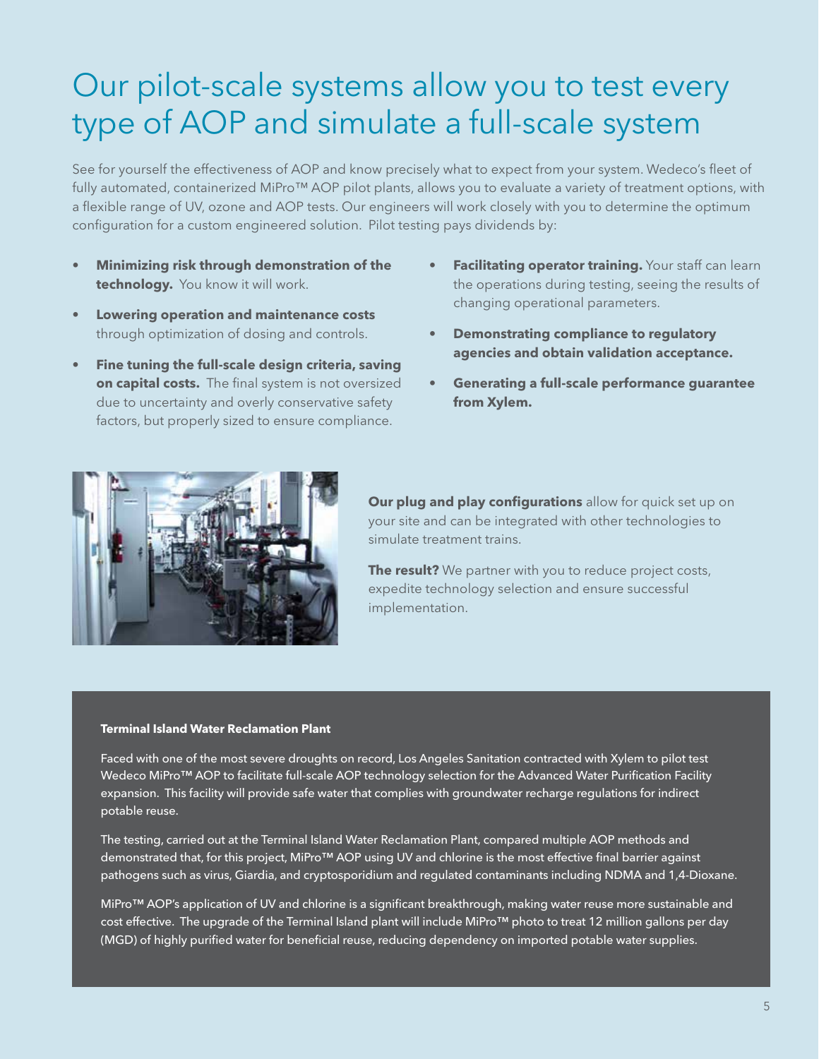# Our pilot-scale systems allow you to test every type of AOP and simulate a full-scale system

See for yourself the effectiveness of AOP and know precisely what to expect from your system. Wedeco's fleet of fully automated, containerized MiPro™ AOP pilot plants, allows you to evaluate a variety of treatment options, with a flexible range of UV, ozone and AOP tests. Our engineers will work closely with you to determine the optimum configuration for a custom engineered solution. Pilot testing pays dividends by:

- **Minimizing risk through demonstration of the technology.** You know it will work.
- **Lowering operation and maintenance costs** through optimization of dosing and controls.
- **Fine tuning the full-scale design criteria, saving on capital costs.** The final system is not oversized due to uncertainty and overly conservative safety factors, but properly sized to ensure compliance.
- **Facilitating operator training.** Your staff can learn the operations during testing, seeing the results of changing operational parameters.
- **Demonstrating compliance to regulatory agencies and obtain validation acceptance.**
- **Generating a full-scale performance guarantee from Xylem.**

**Our plug and play configurations** allow for quick set up on your site and can be integrated with other technologies to simulate treatment trains.

**The result?** We partner with you to reduce project costs, expedite technology selection and ensure successful implementation.

**Terminal Island Water Reclamation Plant**

Faced with one of the most severe droughts on record, Los Angeles Sanitation contracted with Xylem to pilot test Wedeco MiPro™ AOP to facilitate full-scale AOP technology selection for the Advanced Water Purification Facility expansion. This facility will provide safe water that complies with groundwater recharge regulations for indirect potable reuse.

The testing, carried out at the Terminal Island Water Reclamation Plant, compared multiple AOP methods and demonstrated that, for this project, MiPro™ AOP using UV and chlorine is the most effective final barrier against pathogens such as virus, Giardia, and cryptosporidium and regulated contaminants including NDMA and 1,4-Dioxane.

MiPro™ AOP's application of UV and chlorine is a significant breakthrough, making water reuse more sustainable and cost effective. The upgrade of the Terminal Island plant will include MiPro™ photo to treat 12 million gallons per day (MGD) of highly purified water for beneficial reuse, reducing dependency on imported potable water supplies.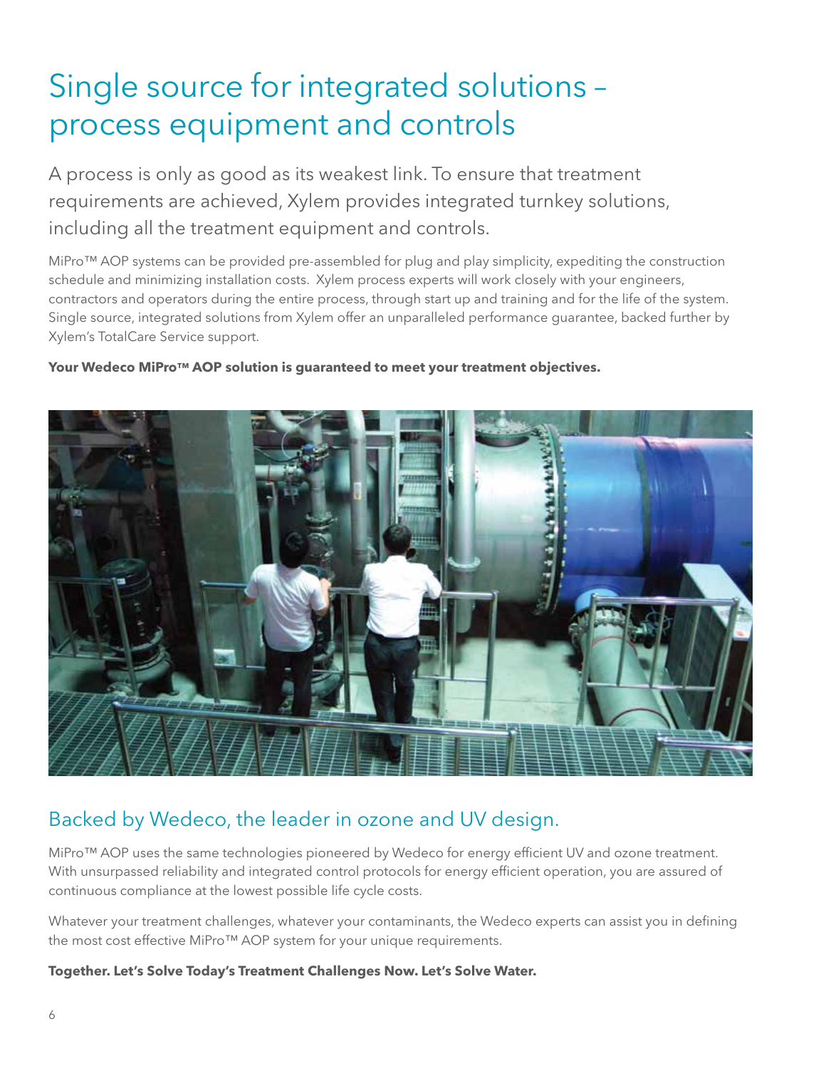# Single source for integrated solutions – process equipment and controls

A process is only as good as its weakest link. To ensure that treatment requirements are achieved, Xylem provides integrated turnkey solutions, including all the treatment equipment and controls.

MiPro™ AOP systems can be provided pre-assembled for plug and play simplicity, expediting the construction schedule and minimizing installation costs. Xylem process experts will work closely with your engineers, contractors and operators during the entire process, through start up and training and for the life of the system. Single source, integrated solutions from Xylem offer an unparalleled performance guarantee, backed further by Xylem's TotalCare Service support.

**Your Wedeco MiPro™ AOP solution is guaranteed to meet your treatment objectives.**

## Backed by Wedeco, the leader in ozone and UV design.

MiPro™ AOP uses the same technologies pioneered by Wedeco for energy efficient UV and ozone treatment. With unsurpassed reliability and integrated control protocols for energy efficient operation, you are assured of continuous compliance at the lowest possible life cycle costs.

Whatever your treatment challenges, whatever your contaminants, the Wedeco experts can assist you in defining the most cost effective MiPro™ AOP system for your unique requirements.

**Together. Let's Solve Today's Treatment Challenges Now. Let's Solve Water.**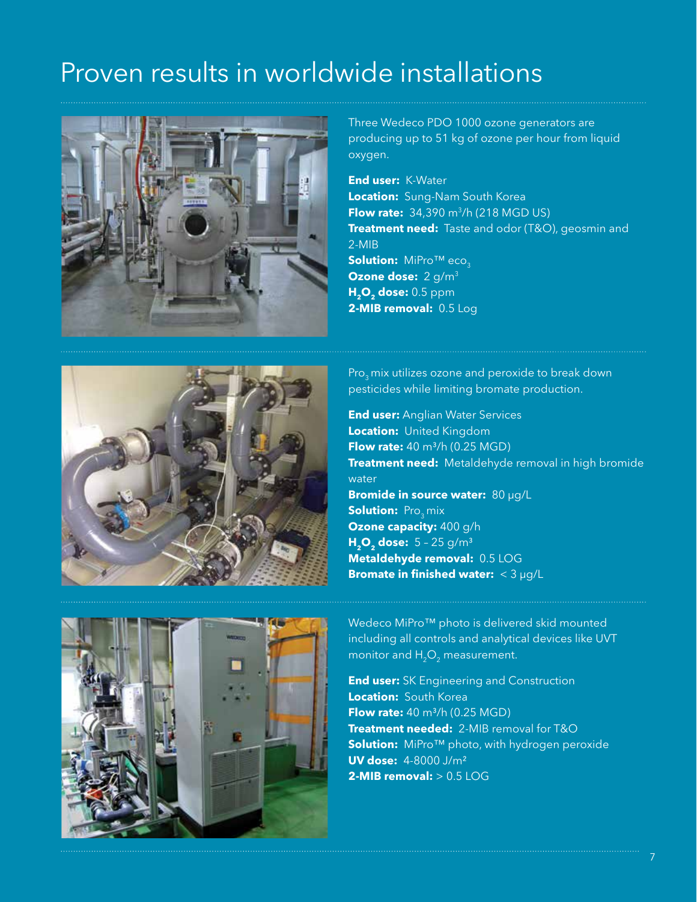# Proven results in worldwide installations

Three Wedeco PDO 1000 ozone generators are producing up to 51 kg of ozone per hour from liquid oxygen.

**End user:** K-Water
**Location:** Sung-Nam South Korea
**Flow rate:** 34,390 $m^3$/h (218 MGD US)
**Treatment need:** Taste and odor (T&O), geosmin and 2-MIB
**Solution:** MiPro™ $eco_3$
**Ozone dose:** 2 g/$m^3$
**$H_2O_2$ dose:** 0.5 ppm
**2-MIB removal:** 0.5 Log

$Pro_3$ mix utilizes ozone and peroxide to break down pesticides while limiting bromate production.

**End user:** Anglian Water Services
**Location:** United Kingdom
**Flow rate:** 40 $m^3$/h (0.25 MGD)
**Treatment need:** Metaldehyde removal in high bromide water
**Bromide in source water:** 80 µg/L
**Solution:** $Pro_3$ mix
**Ozone capacity:** 400 g/h
**$H_2O_2$ dose:** 5 – 25 g/$m^3$
**Metaldehyde removal:** 0.5 LOG
**Bromate in finished water:** < 3 µg/L

Wedeco MiPro™ photo is delivered skid mounted including all controls and analytical devices like UVT monitor and $H_2O_2$ measurement.

**End user:** SK Engineering and Construction
**Location:** South Korea
**Flow rate:** 40 $m^3$/h (0.25 MGD)
**Treatment needed:** 2-MIB removal for T&O
**Solution:** MiPro™ photo, with hydrogen peroxide
**UV dose:** 4-8000 J/$m^2$
**2-MIB removal:** > 0.5 LOG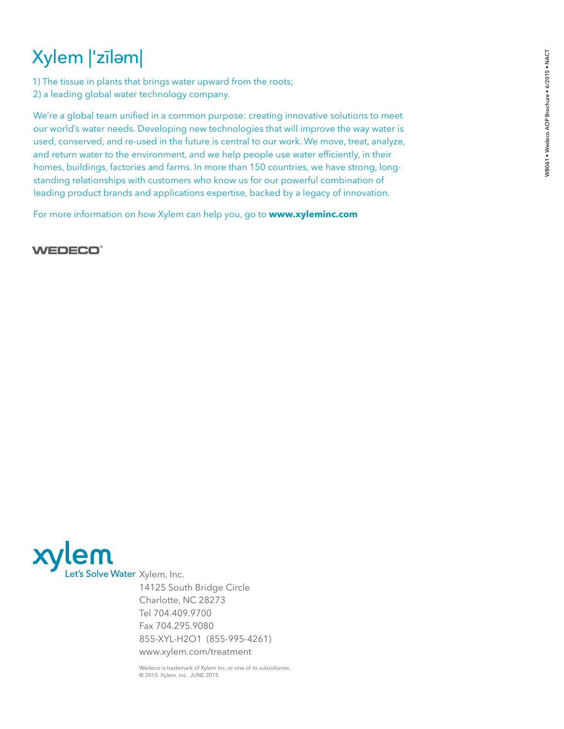# Xylem |'zīləm|

1) The tissue in plants that brings water upward from the roots;
2) a leading global water technology company.

We're a global team unified in a common purpose: creating innovative solutions to meet our world's water needs. Developing new technologies that will improve the way water is used, conserved, and re-used in the future is central to our work. We move, treat, analyze, and return water to the environment, and we help people use water efficiently, in their homes, buildings, factories and farms. In more than 150 countries, we have strong, long-standing relationships with customers who know us for our powerful combination of leading product brands and applications expertise, backed by a legacy of innovation.

For more information on how Xylem can help you, go to **www.xyleminc.com**

WEDECO®

xylem
Let's Solve Water

Xylem, Inc.
14125 South Bridge Circle
Charlotte, NC 28273
Tel 704.409.9700
Fax 704.295.9080
855-XYL-H2O1 (855-995-4261)
www.xylem.com/treatment

Wedeco is trademark of Xylem Inc. or one of its subsidiaries.
© 2015 Xylem, Inc. JUNE 2015

WB061 • Wedeco AOP Brochure • 6/2015 • NACT